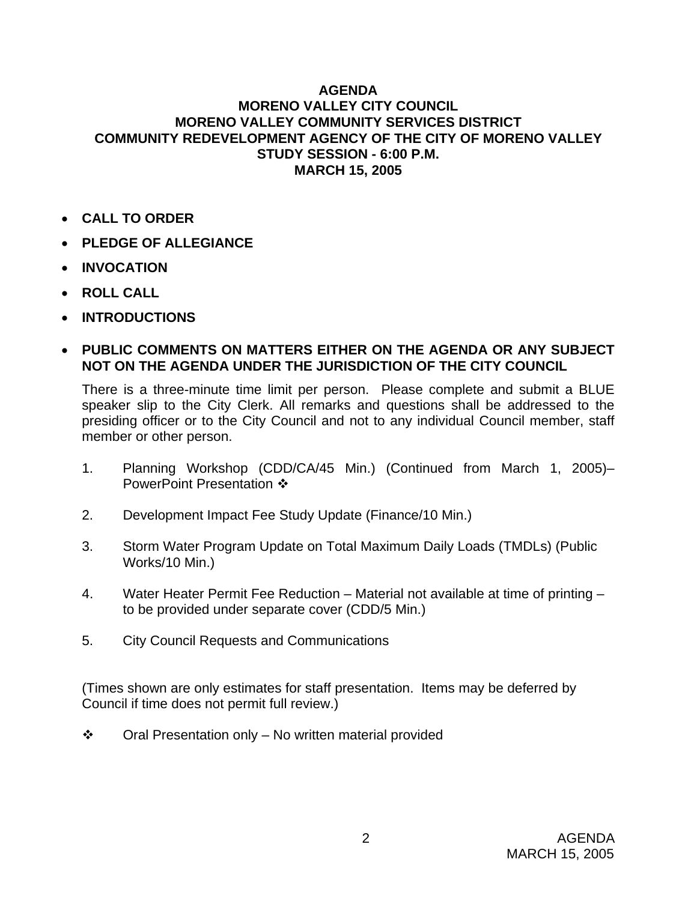**AGENDA**
**MORENO VALLEY CITY COUNCIL**
**MORENO VALLEY COMMUNITY SERVICES DISTRICT**
**COMMUNITY REDEVELOPMENT AGENCY OF THE CITY OF MORENO VALLEY**
**STUDY SESSION - 6:00 P.M.**
**MARCH 15, 2005**

- **CALL TO ORDER**
- **PLEDGE OF ALLEGIANCE**
- **INVOCATION**
- **ROLL CALL**
- **INTRODUCTIONS**
- **PUBLIC COMMENTS ON MATTERS EITHER ON THE AGENDA OR ANY SUBJECT NOT ON THE AGENDA UNDER THE JURISDICTION OF THE CITY COUNCIL**

  There is a three-minute time limit per person. Please complete and submit a BLUE speaker slip to the City Clerk. All remarks and questions shall be addressed to the presiding officer or to the City Council and not to any individual Council member, staff member or other person.

1. Planning Workshop (CDD/CA/45 Min.) (Continued from March 1, 2005)– PowerPoint Presentation ❖

2. Development Impact Fee Study Update (Finance/10 Min.)

3. Storm Water Program Update on Total Maximum Daily Loads (TMDLs) (Public Works/10 Min.)

4. Water Heater Permit Fee Reduction – Material not available at time of printing – to be provided under separate cover (CDD/5 Min.)

5. City Council Requests and Communications

(Times shown are only estimates for staff presentation. Items may be deferred by Council if time does not permit full review.)

❖ Oral Presentation only – No written material provided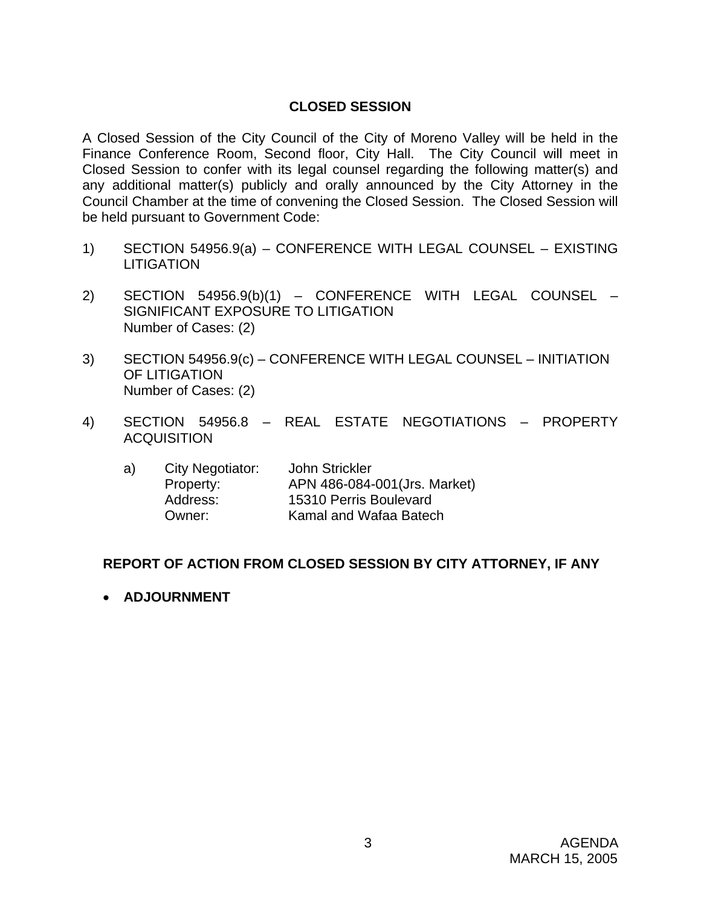## CLOSED SESSION

A Closed Session of the City Council of the City of Moreno Valley will be held in the Finance Conference Room, Second floor, City Hall. The City Council will meet in Closed Session to confer with its legal counsel regarding the following matter(s) and any additional matter(s) publicly and orally announced by the City Attorney in the Council Chamber at the time of convening the Closed Session. The Closed Session will be held pursuant to Government Code:

1) SECTION 54956.9(a) – CONFERENCE WITH LEGAL COUNSEL – EXISTING LITIGATION

2) SECTION 54956.9(b)(1) – CONFERENCE WITH LEGAL COUNSEL – SIGNIFICANT EXPOSURE TO LITIGATION
   Number of Cases: (2)

3) SECTION 54956.9(c) – CONFERENCE WITH LEGAL COUNSEL – INITIATION OF LITIGATION
   Number of Cases: (2)

4) SECTION 54956.8 – REAL ESTATE NEGOTIATIONS – PROPERTY ACQUISITION

   a) City Negotiator: John Strickler
      Property: APN 486-084-001(Jrs. Market)
      Address: 15310 Perris Boulevard
      Owner: Kamal and Wafaa Batech

**REPORT OF ACTION FROM CLOSED SESSION BY CITY ATTORNEY, IF ANY**

- **ADJOURNMENT**